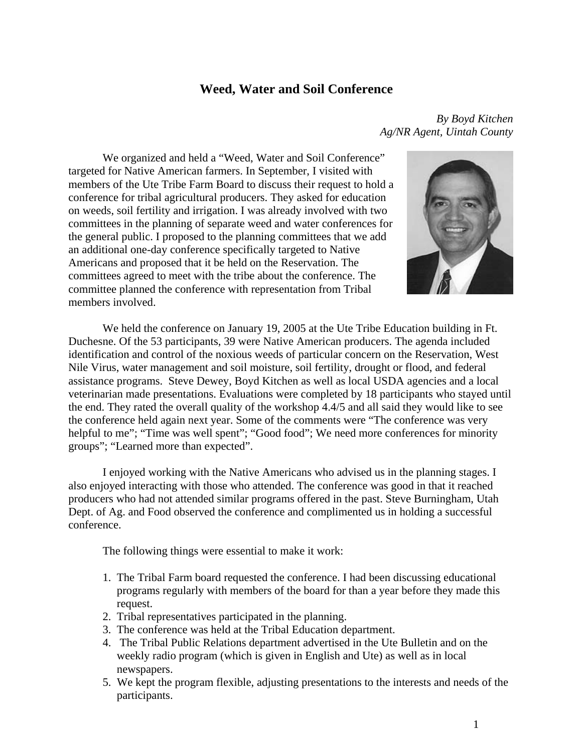# Weed, Water and Soil Conference

*By Boyd Kitchen*
*Ag/NR Agent, Uintah County*

We organized and held a "Weed, Water and Soil Conference" targeted for Native American farmers. In September, I visited with members of the Ute Tribe Farm Board to discuss their request to hold a conference for tribal agricultural producers. They asked for education on weeds, soil fertility and irrigation. I was already involved with two committees in the planning of separate weed and water conferences for the general public. I proposed to the planning committees that we add an additional one-day conference specifically targeted to Native Americans and proposed that it be held on the Reservation. The committees agreed to meet with the tribe about the conference. The committee planned the conference with representation from Tribal members involved.

We held the conference on January 19, 2005 at the Ute Tribe Education building in Ft. Duchesne. Of the 53 participants, 39 were Native American producers. The agenda included identification and control of the noxious weeds of particular concern on the Reservation, West Nile Virus, water management and soil moisture, soil fertility, drought or flood, and federal assistance programs. Steve Dewey, Boyd Kitchen as well as local USDA agencies and a local veterinarian made presentations. Evaluations were completed by 18 participants who stayed until the end. They rated the overall quality of the workshop 4.4/5 and all said they would like to see the conference held again next year. Some of the comments were "The conference was very helpful to me"; "Time was well spent"; "Good food"; We need more conferences for minority groups"; "Learned more than expected".

I enjoyed working with the Native Americans who advised us in the planning stages. I also enjoyed interacting with those who attended. The conference was good in that it reached producers who had not attended similar programs offered in the past. Steve Burningham, Utah Dept. of Ag. and Food observed the conference and complimented us in holding a successful conference.

The following things were essential to make it work:

1. The Tribal Farm board requested the conference. I had been discussing educational programs regularly with members of the board for than a year before they made this request.
2. Tribal representatives participated in the planning.
3. The conference was held at the Tribal Education department.
4. The Tribal Public Relations department advertised in the Ute Bulletin and on the weekly radio program (which is given in English and Ute) as well as in local newspapers.
5. We kept the program flexible, adjusting presentations to the interests and needs of the participants.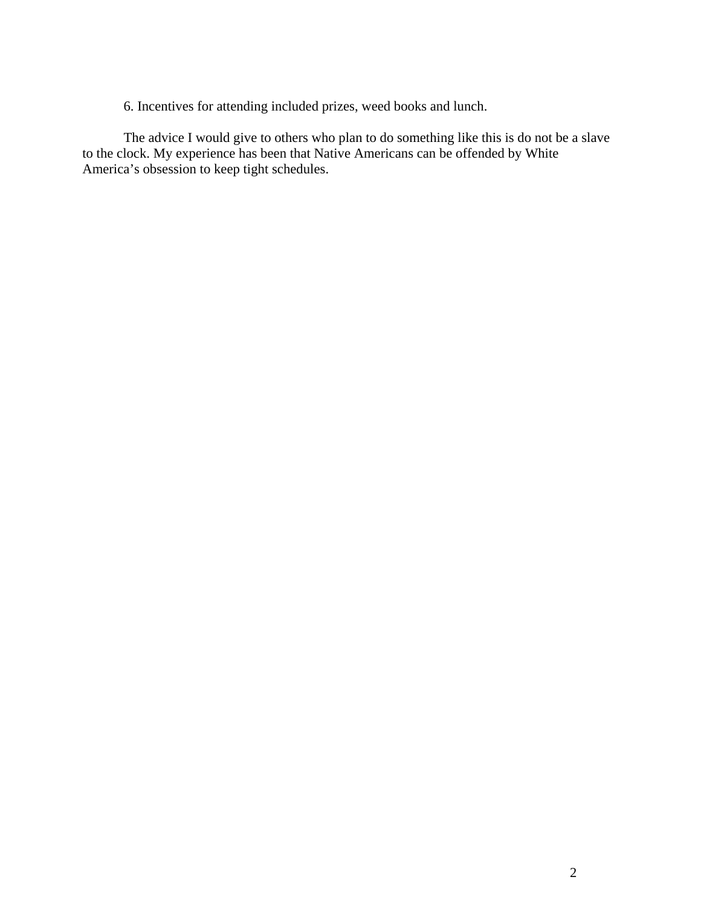6. Incentives for attending included prizes, weed books and lunch.

The advice I would give to others who plan to do something like this is do not be a slave to the clock. My experience has been that Native Americans can be offended by White America's obsession to keep tight schedules.